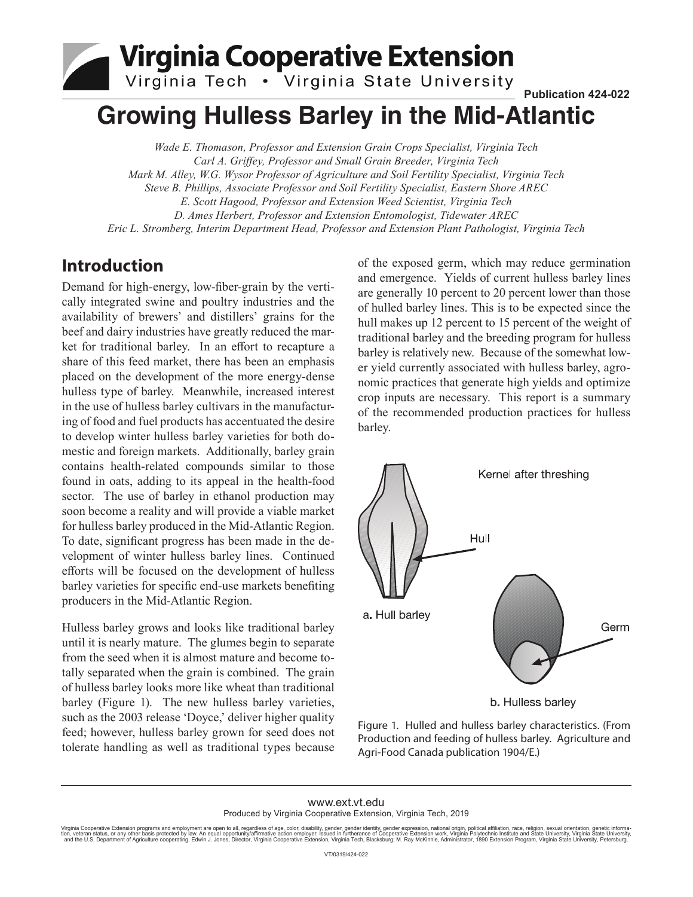# Growing Hulless Barley in the Mid-Atlantic

*Wade E. Thomason, Professor and Extension Grain Crops Specialist, Virginia Tech*
*Carl A. Griffey, Professor and Small Grain Breeder, Virginia Tech*
*Mark M. Alley, W.G. Wysor Professor of Agriculture and Soil Fertility Specialist, Virginia Tech*
*Steve B. Phillips, Associate Professor and Soil Fertility Specialist, Eastern Shore AREC*
*E. Scott Hagood, Professor and Extension Weed Scientist, Virginia Tech*
*D. Ames Herbert, Professor and Extension Entomologist, Tidewater AREC*
*Eric L. Stromberg, Interim Department Head, Professor and Extension Plant Pathologist, Virginia Tech*

## Introduction

Demand for high-energy, low-fiber-grain by the vertically integrated swine and poultry industries and the availability of brewers' and distillers' grains for the beef and dairy industries have greatly reduced the market for traditional barley. In an effort to recapture a share of this feed market, there has been an emphasis placed on the development of the more energy-dense hulless type of barley. Meanwhile, increased interest in the use of hulless barley cultivars in the manufacturing of food and fuel products has accentuated the desire to develop winter hulless barley varieties for both domestic and foreign markets. Additionally, barley grain contains health-related compounds similar to those found in oats, adding to its appeal in the health-food sector. The use of barley in ethanol production may soon become a reality and will provide a viable market for hulless barley produced in the Mid-Atlantic Region. To date, significant progress has been made in the development of winter hulless barley lines. Continued efforts will be focused on the development of hulless barley varieties for specific end-use markets benefiting producers in the Mid-Atlantic Region.

Hulless barley grows and looks like traditional barley until it is nearly mature. The glumes begin to separate from the seed when it is almost mature and become totally separated when the grain is combined. The grain of hulless barley looks more like wheat than traditional barley (Figure 1). The new hulless barley varieties, such as the 2003 release 'Doyce,' deliver higher quality feed; however, hulless barley grown for seed does not tolerate handling as well as traditional types because of the exposed germ, which may reduce germination and emergence. Yields of current hulless barley lines are generally 10 percent to 20 percent lower than those of hulled barley lines. This is to be expected since the hull makes up 12 percent to 15 percent of the weight of traditional barley and the breeding program for hulless barley is relatively new. Because of the somewhat lower yield currently associated with hulless barley, agronomic practices that generate high yields and optimize crop inputs are necessary. This report is a summary of the recommended production practices for hulless barley.

Kernel after threshing

Hull

a. Hull barley

Germ

b. Hulless barley

Figure 1. Hulled and hulless barley characteristics. (From Production and feeding of hulless barley. Agriculture and Agri-Food Canada publication 1904/E.)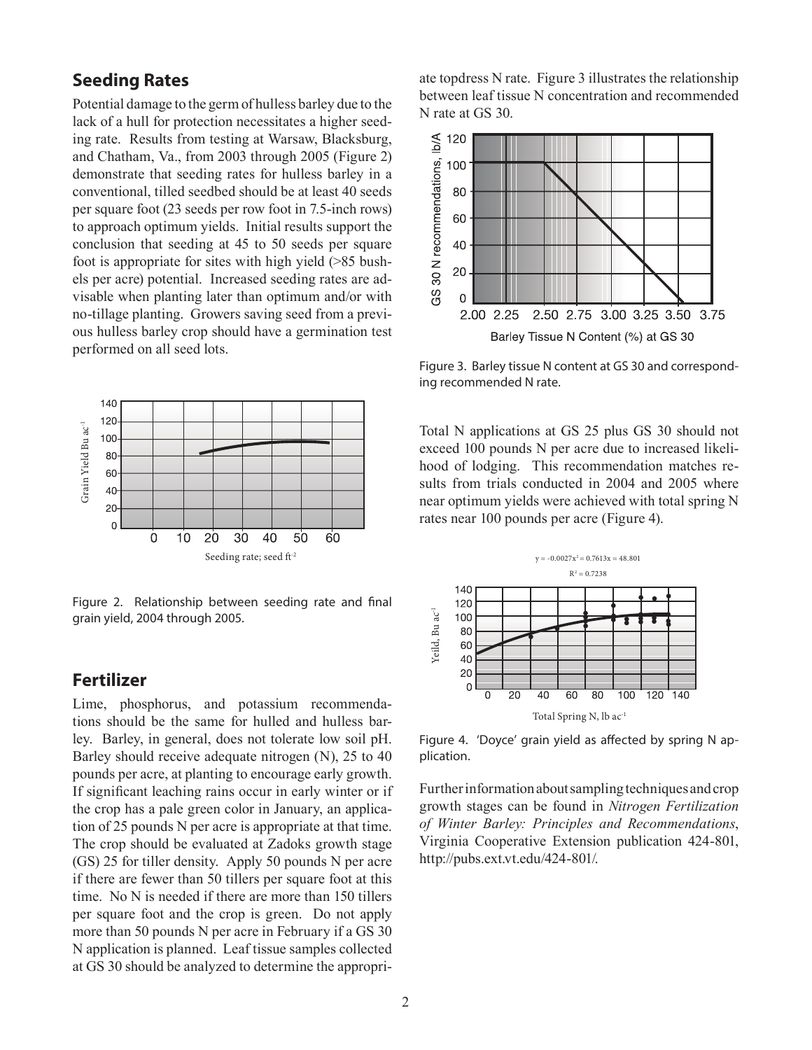## Seeding Rates

Potential damage to the germ of hulless barley due to the lack of a hull for protection necessitates a higher seeding rate. Results from testing at Warsaw, Blacksburg, and Chatham, Va., from 2003 through 2005 (Figure 2) demonstrate that seeding rates for hulless barley in a conventional, tilled seedbed should be at least 40 seeds per square foot (23 seeds per row foot in 7.5-inch rows) to approach optimum yields. Initial results support the conclusion that seeding at 45 to 50 seeds per square foot is appropriate for sites with high yield (>85 bushels per acre) potential. Increased seeding rates are advisable when planting later than optimum and/or with no-tillage planting. Growers saving seed from a previous hulless barley crop should have a germination test performed on all seed lots.

Figure 2. Relationship between seeding rate and final grain yield, 2004 through 2005.

## Fertilizer

Lime, phosphorus, and potassium recommendations should be the same for hulled and hulless barley. Barley, in general, does not tolerate low soil pH. Barley should receive adequate nitrogen (N), 25 to 40 pounds per acre, at planting to encourage early growth. If significant leaching rains occur in early winter or if the crop has a pale green color in January, an application of 25 pounds N per acre is appropriate at that time. The crop should be evaluated at Zadoks growth stage (GS) 25 for tiller density. Apply 50 pounds N per acre if there are fewer than 50 tillers per square foot at this time. No N is needed if there are more than 150 tillers per square foot and the crop is green. Do not apply more than 50 pounds N per acre in February if a GS 30 N application is planned. Leaf tissue samples collected at GS 30 should be analyzed to determine the appropriate topdress N rate. Figure 3 illustrates the relationship between leaf tissue N concentration and recommended N rate at GS 30.

Figure 3. Barley tissue N content at GS 30 and corresponding recommended N rate.

Total N applications at GS 25 plus GS 30 should not exceed 100 pounds N per acre due to increased likelihood of lodging. This recommendation matches results from trials conducted in 2004 and 2005 where near optimum yields were achieved with total spring N rates near 100 pounds per acre (Figure 4).

Figure 4. 'Doyce' grain yield as affected by spring N application.

Further information about sampling techniques and crop growth stages can be found in *Nitrogen Fertilization of Winter Barley: Principles and Recommendations*, Virginia Cooperative Extension publication 424-801, http://pubs.ext.vt.edu/424-801/.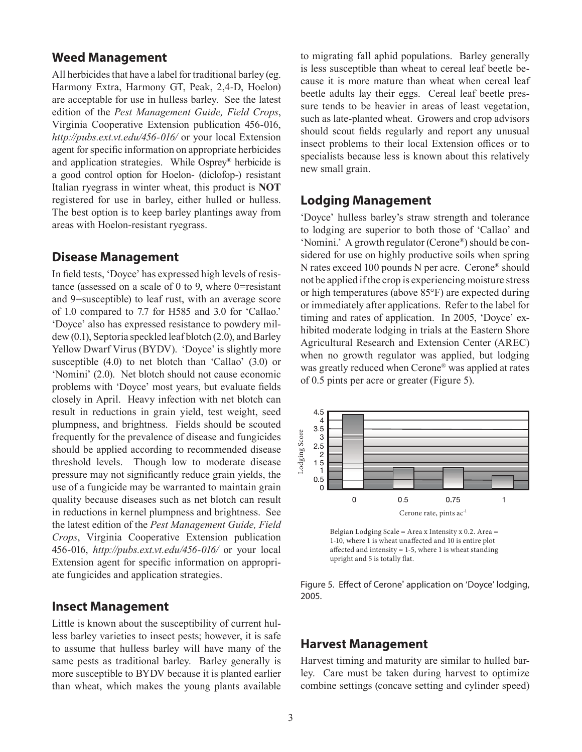## Weed Management

All herbicides that have a label for traditional barley (eg. Harmony Extra, Harmony GT, Peak, 2,4-D, Hoelon) are acceptable for use in hulless barley. See the latest edition of the *Pest Management Guide, Field Crops*, Virginia Cooperative Extension publication 456-016, *http://pubs.ext.vt.edu/456-016/* or your local Extension agent for specific information on appropriate herbicides and application strategies. While Osprey® herbicide is a good control option for Hoelon- (diclofop-) resistant Italian ryegrass in winter wheat, this product is **NOT** registered for use in barley, either hulled or hulless. The best option is to keep barley plantings away from areas with Hoelon-resistant ryegrass.

## Disease Management

In field tests, 'Doyce' has expressed high levels of resistance (assessed on a scale of 0 to 9, where 0=resistant and 9=susceptible) to leaf rust, with an average score of 1.0 compared to 7.7 for H585 and 3.0 for 'Callao.' 'Doyce' also has expressed resistance to powdery mildew (0.1), Septoria speckled leaf blotch (2.0), and Barley Yellow Dwarf Virus (BYDV). 'Doyce' is slightly more susceptible (4.0) to net blotch than 'Callao' (3.0) or 'Nomini' (2.0). Net blotch should not cause economic problems with 'Doyce' most years, but evaluate fields closely in April. Heavy infection with net blotch can result in reductions in grain yield, test weight, seed plumpness, and brightness. Fields should be scouted frequently for the prevalence of disease and fungicides should be applied according to recommended disease threshold levels. Though low to moderate disease pressure may not significantly reduce grain yields, the use of a fungicide may be warranted to maintain grain quality because diseases such as net blotch can result in reductions in kernel plumpness and brightness. See the latest edition of the *Pest Management Guide, Field Crops*, Virginia Cooperative Extension publication 456-016, *http://pubs.ext.vt.edu/456-016/* or your local Extension agent for specific information on appropriate fungicides and application strategies.

## Insect Management

Little is known about the susceptibility of current hulless barley varieties to insect pests; however, it is safe to assume that hulless barley will have many of the same pests as traditional barley. Barley generally is more susceptible to BYDV because it is planted earlier than wheat, which makes the young plants available to migrating fall aphid populations. Barley generally is less susceptible than wheat to cereal leaf beetle because it is more mature than wheat when cereal leaf beetle adults lay their eggs. Cereal leaf beetle pressure tends to be heavier in areas of least vegetation, such as late-planted wheat. Growers and crop advisors should scout fields regularly and report any unusual insect problems to their local Extension offices or to specialists because less is known about this relatively new small grain.

## Lodging Management

'Doyce' hulless barley's straw strength and tolerance to lodging are superior to both those of 'Callao' and 'Nomini.' A growth regulator (Cerone®) should be considered for use on highly productive soils when spring N rates exceed 100 pounds N per acre. Cerone® should not be applied if the crop is experiencing moisture stress or high temperatures (above 85°F) are expected during or immediately after applications. Refer to the label for timing and rates of application. In 2005, 'Doyce' exhibited moderate lodging in trials at the Eastern Shore Agricultural Research and Extension Center (AREC) when no growth regulator was applied, but lodging was greatly reduced when Cerone® was applied at rates of 0.5 pints per acre or greater (Figure 5).

Belgian Lodging Scale = Area x Intensity x 0.2. Area = 1-10, where 1 is wheat unaffected and 10 is entire plot affected and intensity = 1-5, where 1 is wheat standing upright and 5 is totally flat.

Figure 5. Effect of Cerone® application on 'Doyce' lodging, 2005.

## Harvest Management

Harvest timing and maturity are similar to hulled barley. Care must be taken during harvest to optimize combine settings (concave setting and cylinder speed)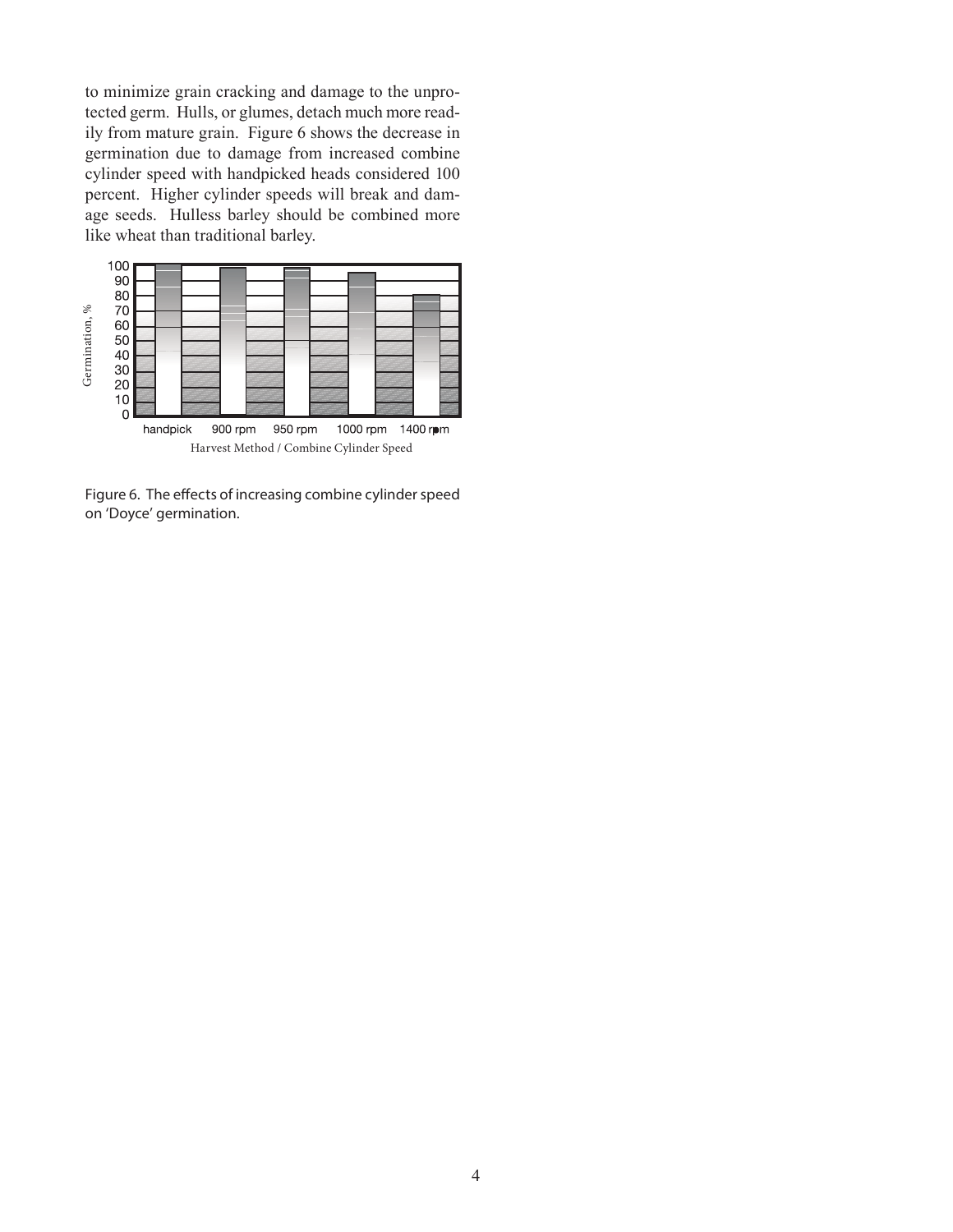to minimize grain cracking and damage to the unprotected germ. Hulls, or glumes, detach much more readily from mature grain. Figure 6 shows the decrease in germination due to damage from increased combine cylinder speed with handpicked heads considered 100 percent. Higher cylinder speeds will break and damage seeds. Hulless barley should be combined more like wheat than traditional barley.

Germination, %

100
90
80
70
60
50
40
30
20
10
0

handpick
900 rpm
950 rpm
1000 rpm
1400 rpm

Harvest Method / Combine Cylinder Speed

Figure 6. The effects of increasing combine cylinder speed on 'Doyce' germination.